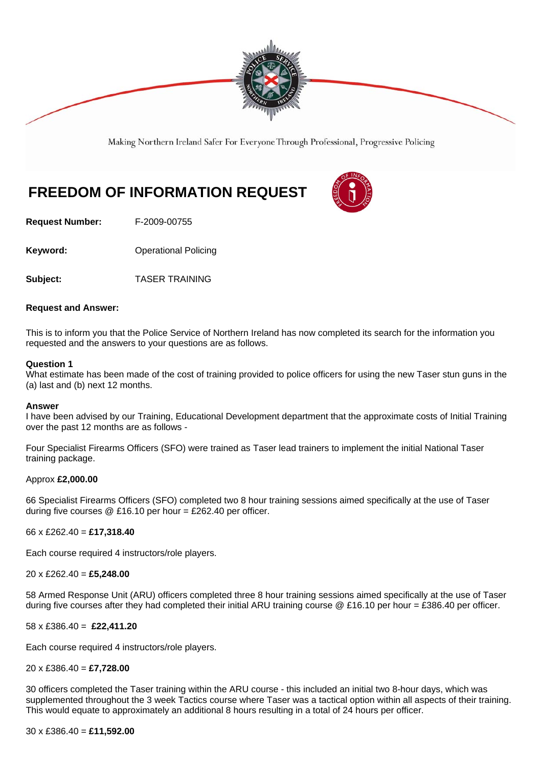Making Northern Ireland Safer For Everyone Through Professional, Progressive Policing

# FREEDOM OF INFORMATION REQUEST

**Request Number:** F-2009-00755

**Keyword:** Operational Policing

**Subject:** TASER TRAINING

**Request and Answer:**

This is to inform you that the Police Service of Northern Ireland has now completed its search for the information you requested and the answers to your questions are as follows.

**Question 1**
What estimate has been made of the cost of training provided to police officers for using the new Taser stun guns in the (a) last and (b) next 12 months.

**Answer**
I have been advised by our Training, Educational Development department that the approximate costs of Initial Training over the past 12 months are as follows -

Four Specialist Firearms Officers (SFO) were trained as Taser lead trainers to implement the initial National Taser training package.

Approx **£2,000.00**

66 Specialist Firearms Officers (SFO) completed two 8 hour training sessions aimed specifically at the use of Taser during five courses @ £16.10 per hour = £262.40 per officer.

66 x £262.40 = **£17,318.40**

Each course required 4 instructors/role players.

20 x £262.40 = **£5,248.00**

58 Armed Response Unit (ARU) officers completed three 8 hour training sessions aimed specifically at the use of Taser during five courses after they had completed their initial ARU training course @ £16.10 per hour = £386.40 per officer.

58 x £386.40 = **£22,411.20**

Each course required 4 instructors/role players.

20 x £386.40 = **£7,728.00**

30 officers completed the Taser training within the ARU course - this included an initial two 8-hour days, which was supplemented throughout the 3 week Tactics course where Taser was a tactical option within all aspects of their training. This would equate to approximately an additional 8 hours resulting in a total of 24 hours per officer.

30 x £386.40 = **£11,592.00**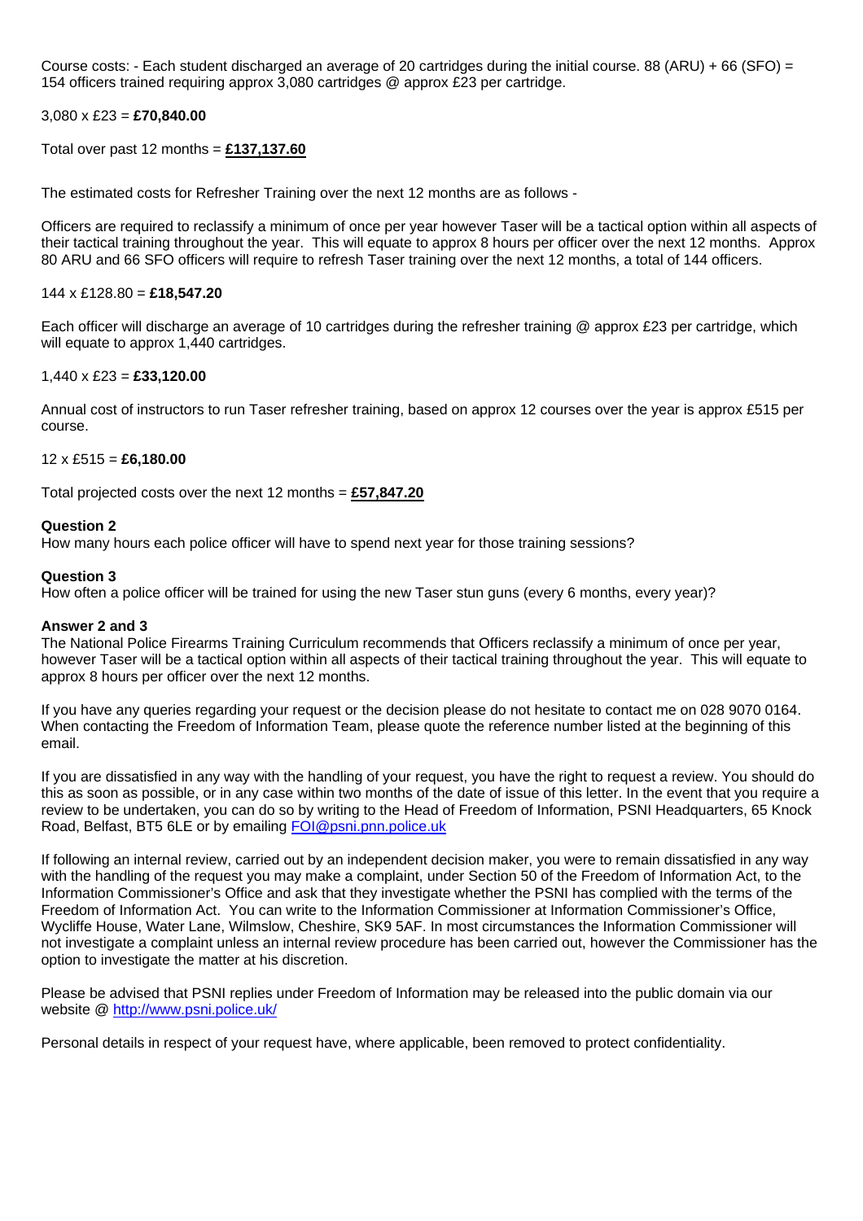Course costs: - Each student discharged an average of 20 cartridges during the initial course. 88 (ARU) + 66 (SFO) = 154 officers trained requiring approx 3,080 cartridges @ approx £23 per cartridge.

3,080 x £23 = **£70,840.00**

Total over past 12 months = **£137,137.60**

The estimated costs for Refresher Training over the next 12 months are as follows -

Officers are required to reclassify a minimum of once per year however Taser will be a tactical option within all aspects of their tactical training throughout the year. This will equate to approx 8 hours per officer over the next 12 months. Approx 80 ARU and 66 SFO officers will require to refresh Taser training over the next 12 months, a total of 144 officers.

144 x £128.80 = **£18,547.20**

Each officer will discharge an average of 10 cartridges during the refresher training @ approx £23 per cartridge, which will equate to approx 1,440 cartridges.

1,440 x £23 = **£33,120.00**

Annual cost of instructors to run Taser refresher training, based on approx 12 courses over the year is approx £515 per course.

12 x £515 = **£6,180.00**

Total projected costs over the next 12 months = **£57,847.20**

**Question 2**
How many hours each police officer will have to spend next year for those training sessions?

**Question 3**
How often a police officer will be trained for using the new Taser stun guns (every 6 months, every year)?

**Answer 2 and 3**
The National Police Firearms Training Curriculum recommends that Officers reclassify a minimum of once per year, however Taser will be a tactical option within all aspects of their tactical training throughout the year. This will equate to approx 8 hours per officer over the next 12 months.

If you have any queries regarding your request or the decision please do not hesitate to contact me on 028 9070 0164. When contacting the Freedom of Information Team, please quote the reference number listed at the beginning of this email.

If you are dissatisfied in any way with the handling of your request, you have the right to request a review. You should do this as soon as possible, or in any case within two months of the date of issue of this letter. In the event that you require a review to be undertaken, you can do so by writing to the Head of Freedom of Information, PSNI Headquarters, 65 Knock Road, Belfast, BT5 6LE or by emailing FOI@psni.pnn.police.uk

If following an internal review, carried out by an independent decision maker, you were to remain dissatisfied in any way with the handling of the request you may make a complaint, under Section 50 of the Freedom of Information Act, to the Information Commissioner's Office and ask that they investigate whether the PSNI has complied with the terms of the Freedom of Information Act. You can write to the Information Commissioner at Information Commissioner's Office, Wycliffe House, Water Lane, Wilmslow, Cheshire, SK9 5AF. In most circumstances the Information Commissioner will not investigate a complaint unless an internal review procedure has been carried out, however the Commissioner has the option to investigate the matter at his discretion.

Please be advised that PSNI replies under Freedom of Information may be released into the public domain via our website @ http://www.psni.police.uk/

Personal details in respect of your request have, where applicable, been removed to protect confidentiality.